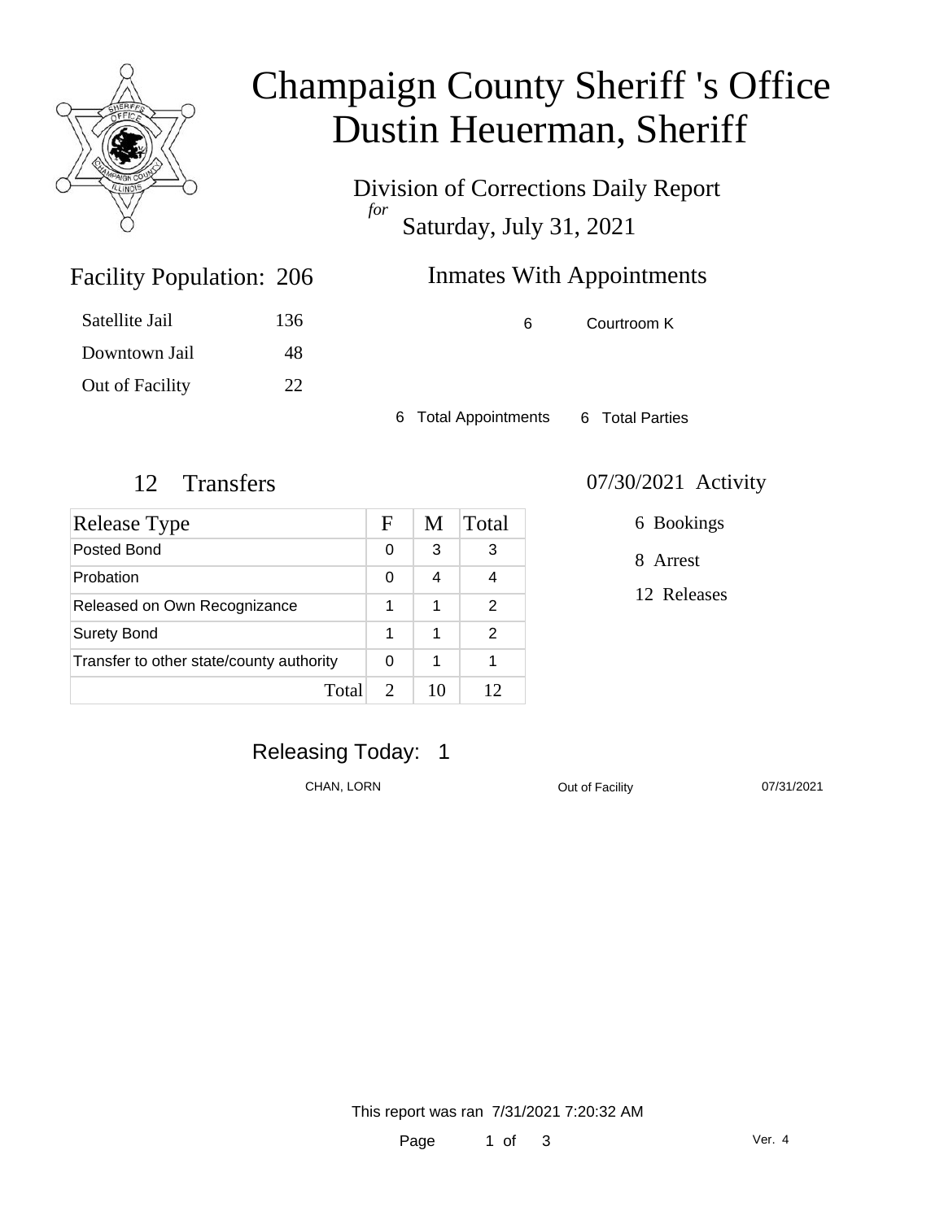# Champaign County Sheriff 's Office
# Dustin Heuerman, Sheriff

Division of Corrections Daily Report

*for*

Saturday, July 31, 2021

## Facility Population: 206

| | |
|---|---|
| Satellite Jail | 136 |
| Downtown Jail | 48 |
| Out of Facility | 22 |

## Inmates With Appointments

| | |
|---|---|
| 6 | Courtroom K |

6 Total Appointments   6 Total Parties

## 12 Transfers

| Release Type | F | M | Total |
|---|---|---|---|
| Posted Bond | 0 | 3 | 3 |
| Probation | 0 | 4 | 4 |
| Released on Own Recognizance | 1 | 1 | 2 |
| Surety Bond | 1 | 1 | 2 |
| Transfer to other state/county authority | 0 | 1 | 1 |
| Total | 2 | 10 | 12 |

## 07/30/2021 Activity

6 Bookings

8 Arrest

12 Releases

## Releasing Today: 1

| | | |
|---|---|---|
| CHAN, LORN | Out of Facility | 07/31/2021 |

This report was ran 7/31/2021 7:20:32 AM

Ver. 4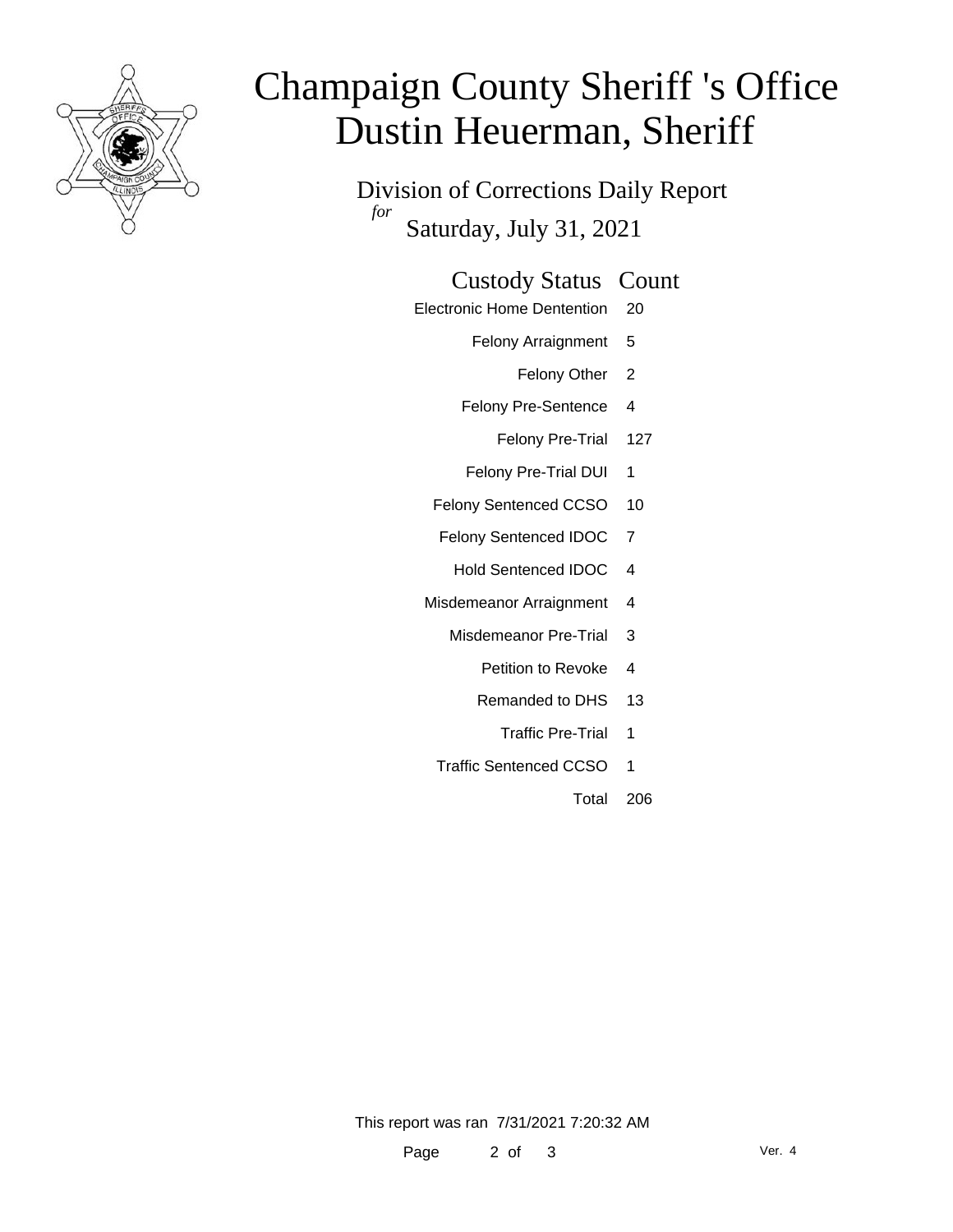# Champaign County Sheriff 's Office
# Dustin Heuerman, Sheriff

## Division of Corrections Daily Report

*for*

Saturday, July 31, 2021

| Custody Status | Count |
|---|---|
| Electronic Home Dentention | 20 |
| Felony Arraignment | 5 |
| Felony Other | 2 |
| Felony Pre-Sentence | 4 |
| Felony Pre-Trial | 127 |
| Felony Pre-Trial DUI | 1 |
| Felony Sentenced CCSO | 10 |
| Felony Sentenced IDOC | 7 |
| Hold Sentenced IDOC | 4 |
| Misdemeanor Arraignment | 4 |
| Misdemeanor Pre-Trial | 3 |
| Petition to Revoke | 4 |
| Remanded to DHS | 13 |
| Traffic Pre-Trial | 1 |
| Traffic Sentenced CCSO | 1 |
| Total | 206 |

This report was ran 7/31/2021 7:20:32 AM

Ver. 4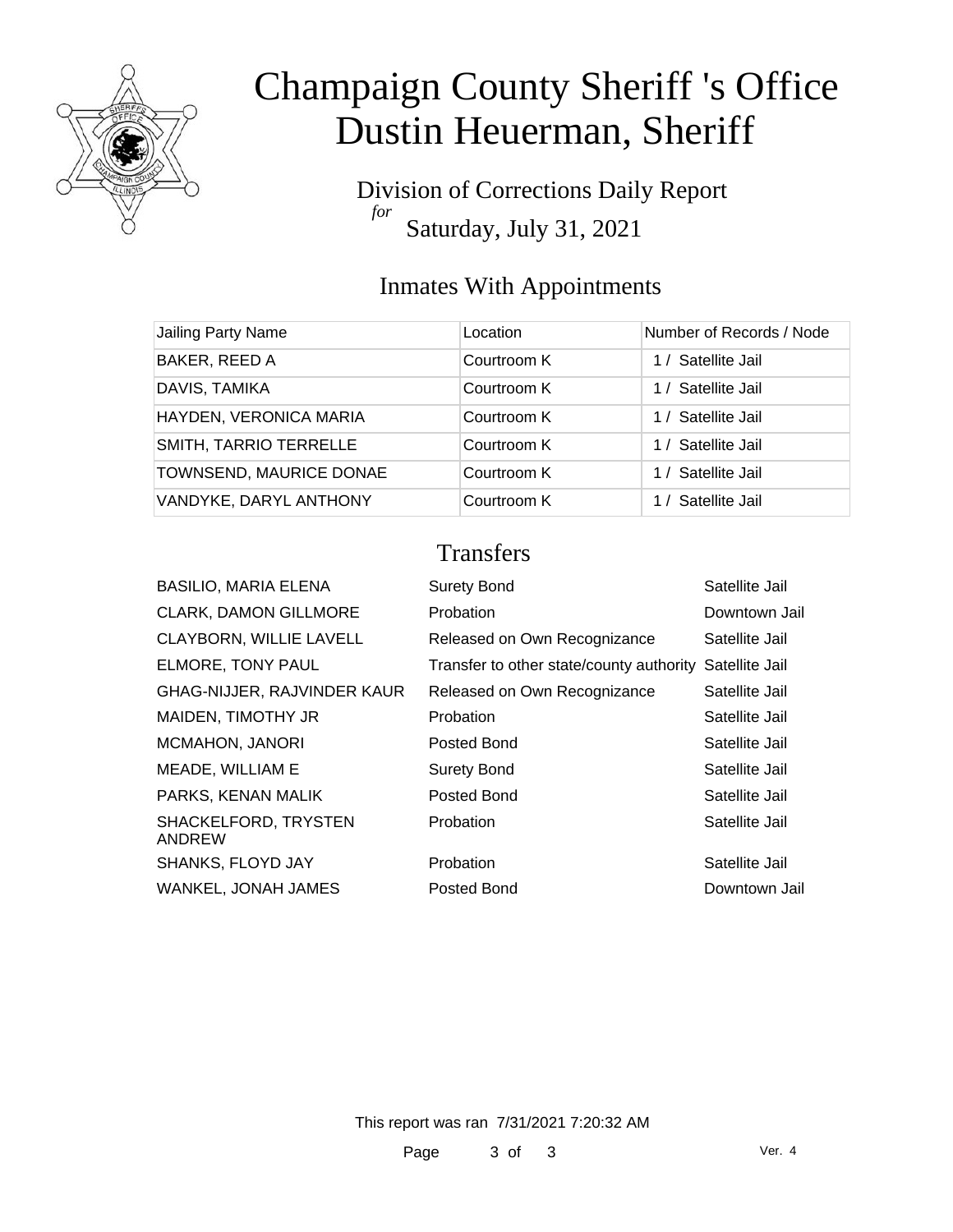# Champaign County Sheriff 's Office
# Dustin Heuerman, Sheriff

Division of Corrections Daily Report
*for*
Saturday, July 31, 2021

## Inmates With Appointments

| Jailing Party Name | Location | Number of Records / Node |
|---|---|---|
| BAKER, REED A | Courtroom K | 1 / Satellite Jail |
| DAVIS, TAMIKA | Courtroom K | 1 / Satellite Jail |
| HAYDEN, VERONICA MARIA | Courtroom K | 1 / Satellite Jail |
| SMITH, TARRIO TERRELLE | Courtroom K | 1 / Satellite Jail |
| TOWNSEND, MAURICE DONAE | Courtroom K | 1 / Satellite Jail |
| VANDYKE, DARYL ANTHONY | Courtroom K | 1 / Satellite Jail |

## Transfers

| | | |
|---|---|---|
| BASILIO, MARIA ELENA | Surety Bond | Satellite Jail |
| CLARK, DAMON GILLMORE | Probation | Downtown Jail |
| CLAYBORN, WILLIE LAVELL | Released on Own Recognizance | Satellite Jail |
| ELMORE, TONY PAUL | Transfer to other state/county authority | Satellite Jail |
| GHAG-NIJJER, RAJVINDER KAUR | Released on Own Recognizance | Satellite Jail |
| MAIDEN, TIMOTHY JR | Probation | Satellite Jail |
| MCMAHON, JANORI | Posted Bond | Satellite Jail |
| MEADE, WILLIAM E | Surety Bond | Satellite Jail |
| PARKS, KENAN MALIK | Posted Bond | Satellite Jail |
| SHACKELFORD, TRYSTEN ANDREW | Probation | Satellite Jail |
| SHANKS, FLOYD JAY | Probation | Satellite Jail |
| WANKEL, JONAH JAMES | Posted Bond | Downtown Jail |

This report was ran 7/31/2021 7:20:32 AM

Ver. 4